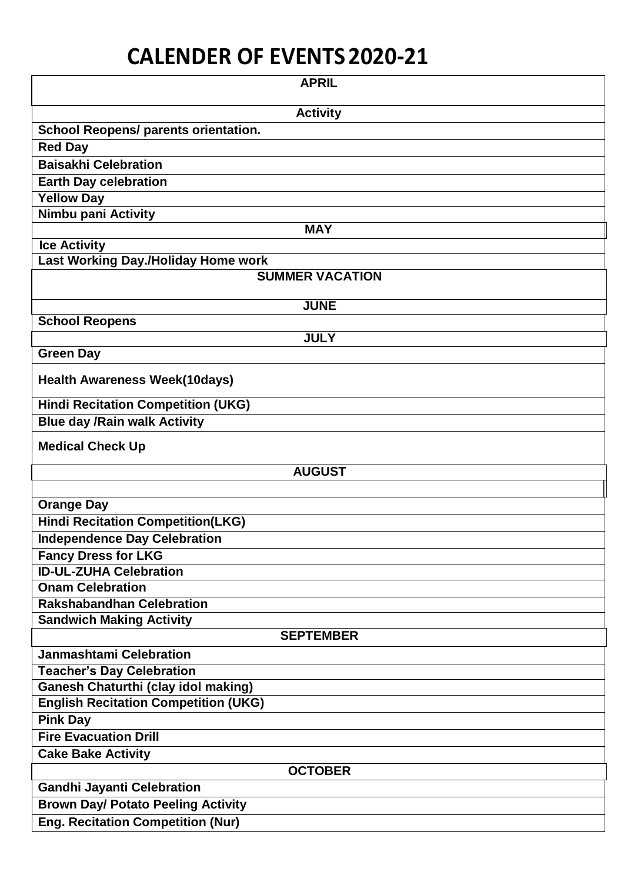# CALENDER OF EVENTS 2020-21

| APRIL |
|---|
| **Activity** |
| School Reopens/ parents orientation. |
| Red Day |
| Baisakhi Celebration |
| Earth Day celebration |
| Yellow Day |
| Nimbu pani Activity |
| **MAY** |
| Ice Activity |
| Last Working Day./Holiday Home work |
| **SUMMER VACATION** |
| **JUNE** |
| School Reopens |
| **JULY** |
| Green Day |
| Health Awareness Week(10days) |
| Hindi Recitation Competition (UKG) |
| Blue day /Rain walk Activity |
| Medical Check Up |
| **AUGUST** |
| |
| Orange Day |
| Hindi Recitation Competition(LKG) |
| Independence Day Celebration |
| Fancy Dress for LKG |
| ID-UL-ZUHA Celebration |
| Onam Celebration |
| Rakshabandhan Celebration |
| Sandwich Making Activity |
| **SEPTEMBER** |
| Janmashtami Celebration |
| Teacher's Day Celebration |
| Ganesh Chaturthi (clay idol making) |
| English Recitation Competition (UKG) |
| Pink Day |
| Fire Evacuation Drill |
| Cake Bake Activity |
| **OCTOBER** |
| Gandhi Jayanti Celebration |
| Brown Day/ Potato Peeling Activity |
| Eng. Recitation Competition (Nur) |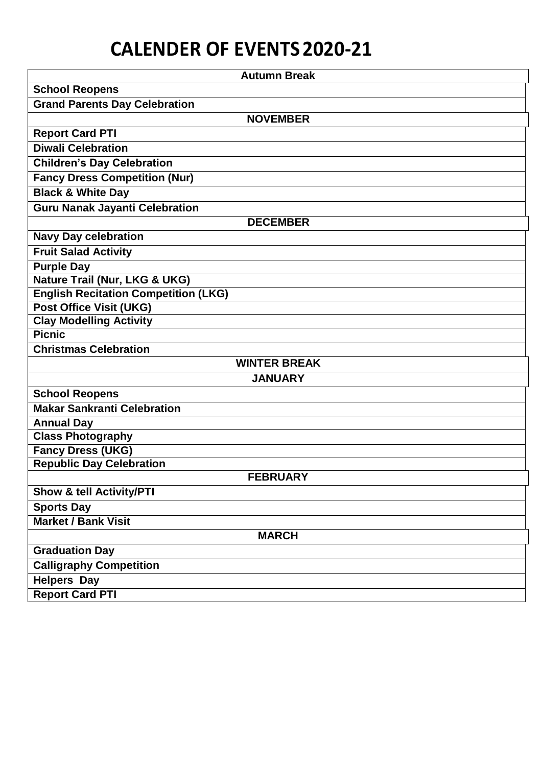# CALENDER OF EVENTS 2020-21

| |
|---|
| **Autumn Break** |
| **School Reopens** |
| **Grand Parents Day Celebration** |
| **NOVEMBER** |
| **Report Card PTI** |
| **Diwali Celebration** |
| **Children's Day Celebration** |
| **Fancy Dress Competition (Nur)** |
| **Black & White Day** |
| **Guru Nanak Jayanti Celebration** |
| **DECEMBER** |
| **Navy Day celebration** |
| **Fruit Salad Activity** |
| **Purple Day** |
| **Nature Trail (Nur, LKG & UKG)** |
| **English Recitation Competition (LKG)** |
| **Post Office Visit (UKG)** |
| **Clay Modelling Activity** |
| **Picnic** |
| **Christmas Celebration** |
| **WINTER BREAK** |
| **JANUARY** |
| **School Reopens** |
| **Makar Sankranti Celebration** |
| **Annual Day** |
| **Class Photography** |
| **Fancy Dress (UKG)** |
| **Republic Day Celebration** |
| **FEBRUARY** |
| **Show & tell Activity/PTI** |
| **Sports Day** |
| **Market / Bank Visit** |
| **MARCH** |
| **Graduation Day** |
| **Calligraphy Competition** |
| **Helpers Day** |
| **Report Card PTI** |